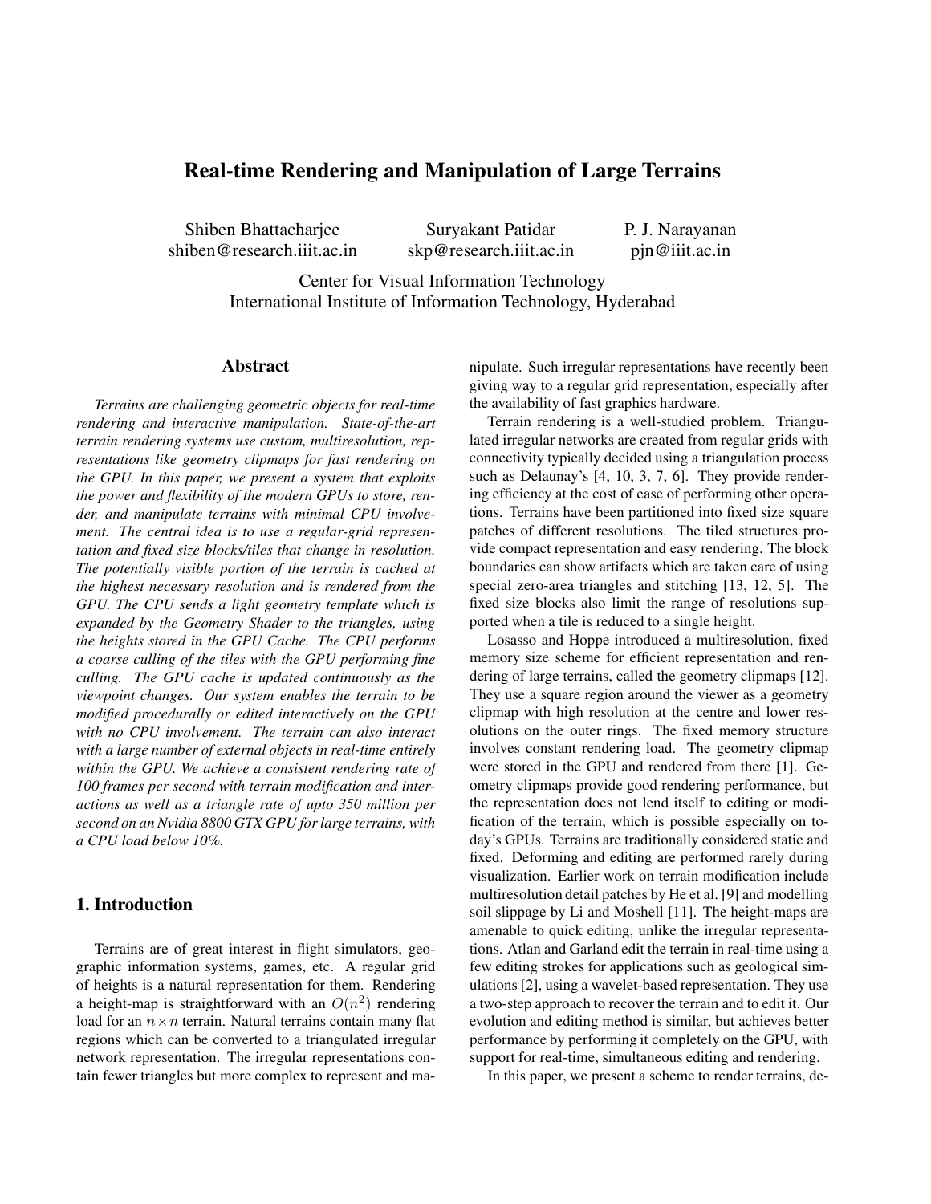# Real-time Rendering and Manipulation of Large Terrains

Shiben Bhattacharjee
shiben@research.iiit.ac.in

Suryakant Patidar
skp@research.iiit.ac.in

P. J. Narayanan
pjn@iiit.ac.in

Center for Visual Information Technology
International Institute of Information Technology, Hyderabad

## Abstract

*Terrains are challenging geometric objects for real-time rendering and interactive manipulation. State-of-the-art terrain rendering systems use custom, multiresolution, representations like geometry clipmaps for fast rendering on the GPU. In this paper, we present a system that exploits the power and flexibility of the modern GPUs to store, render, and manipulate terrains with minimal CPU involvement. The central idea is to use a regular-grid representation and fixed size blocks/tiles that change in resolution. The potentially visible portion of the terrain is cached at the highest necessary resolution and is rendered from the GPU. The CPU sends a light geometry template which is expanded by the Geometry Shader to the triangles, using the heights stored in the GPU Cache. The CPU performs a coarse culling of the tiles with the GPU performing fine culling. The GPU cache is updated continuously as the viewpoint changes. Our system enables the terrain to be modified procedurally or edited interactively on the GPU with no CPU involvement. The terrain can also interact with a large number of external objects in real-time entirely within the GPU. We achieve a consistent rendering rate of 100 frames per second with terrain modification and interactions as well as a triangle rate of upto 350 million per second on an Nvidia 8800 GTX GPU for large terrains, with a CPU load below 10%.*

## 1. Introduction

Terrains are of great interest in flight simulators, geographic information systems, games, etc. A regular grid of heights is a natural representation for them. Rendering a height-map is straightforward with an $O(n^2)$ rendering load for an $n \times n$ terrain. Natural terrains contain many flat regions which can be converted to a triangulated irregular network representation. The irregular representations contain fewer triangles but more complex to represent and manipulate. Such irregular representations have recently been giving way to a regular grid representation, especially after the availability of fast graphics hardware.

Terrain rendering is a well-studied problem. Triangulated irregular networks are created from regular grids with connectivity typically decided using a triangulation process such as Delaunay's [4, 10, 3, 7, 6]. They provide rendering efficiency at the cost of ease of performing other operations. Terrains have been partitioned into fixed size square patches of different resolutions. The tiled structures provide compact representation and easy rendering. The block boundaries can show artifacts which are taken care of using special zero-area triangles and stitching [13, 12, 5]. The fixed size blocks also limit the range of resolutions supported when a tile is reduced to a single height.

Losasso and Hoppe introduced a multiresolution, fixed memory size scheme for efficient representation and rendering of large terrains, called the geometry clipmaps [12]. They use a square region around the viewer as a geometry clipmap with high resolution at the centre and lower resolutions on the outer rings. The fixed memory structure involves constant rendering load. The geometry clipmap were stored in the GPU and rendered from there [1]. Geometry clipmaps provide good rendering performance, but the representation does not lend itself to editing or modification of the terrain, which is possible especially on today's GPUs. Terrains are traditionally considered static and fixed. Deforming and editing are performed rarely during visualization. Earlier work on terrain modification include multiresolution detail patches by He et al. [9] and modelling soil slippage by Li and Moshell [11]. The height-maps are amenable to quick editing, unlike the irregular representations. Atlan and Garland edit the terrain in real-time using a few editing strokes for applications such as geological simulations [2], using a wavelet-based representation. They use a two-step approach to recover the terrain and to edit it. Our evolution and editing method is similar, but achieves better performance by performing it completely on the GPU, with support for real-time, simultaneous editing and rendering.

In this paper, we present a scheme to render terrains, de-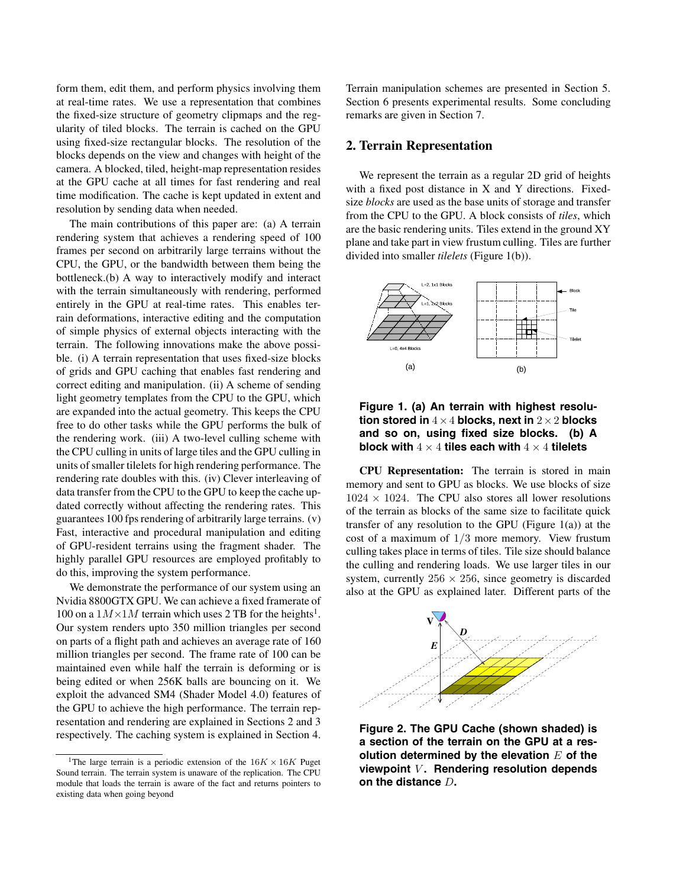form them, edit them, and perform physics involving them at real-time rates. We use a representation that combines the fixed-size structure of geometry clipmaps and the regularity of tiled blocks. The terrain is cached on the GPU using fixed-size rectangular blocks. The resolution of the blocks depends on the view and changes with height of the camera. A blocked, tiled, height-map representation resides at the GPU cache at all times for fast rendering and real time modification. The cache is kept updated in extent and resolution by sending data when needed.

The main contributions of this paper are: (a) A terrain rendering system that achieves a rendering speed of 100 frames per second on arbitrarily large terrains without the CPU, the GPU, or the bandwidth between them being the bottleneck.(b) A way to interactively modify and interact with the terrain simultaneously with rendering, performed entirely in the GPU at real-time rates. This enables terrain deformations, interactive editing and the computation of simple physics of external objects interacting with the terrain. The following innovations make the above possible. (i) A terrain representation that uses fixed-size blocks of grids and GPU caching that enables fast rendering and correct editing and manipulation. (ii) A scheme of sending light geometry templates from the CPU to the GPU, which are expanded into the actual geometry. This keeps the CPU free to do other tasks while the GPU performs the bulk of the rendering work. (iii) A two-level culling scheme with the CPU culling in units of large tiles and the GPU culling in units of smaller tilelets for high rendering performance. The rendering rate doubles with this. (iv) Clever interleaving of data transfer from the CPU to the GPU to keep the cache updated correctly without affecting the rendering rates. This guarantees 100 fps rendering of arbitrarily large terrains. (v) Fast, interactive and procedural manipulation and editing of GPU-resident terrains using the fragment shader. The highly parallel GPU resources are employed profitably to do this, improving the system performance.

We demonstrate the performance of our system using an Nvidia 8800GTX GPU. We can achieve a fixed framerate of 100 on a $1M \times 1M$ terrain which uses 2 TB for the heights[1]. Our system renders upto 350 million triangles per second on parts of a flight path and achieves an average rate of 160 million triangles per second. The frame rate of 100 can be maintained even while half the terrain is deforming or is being edited or when 256K balls are bouncing on it. We exploit the advanced SM4 (Shader Model 4.0) features of the GPU to achieve the high performance. The terrain representation and rendering are explained in Sections 2 and 3 respectively. The caching system is explained in Section 4. Terrain manipulation schemes are presented in Section 5. Section 6 presents experimental results. Some concluding remarks are given in Section 7.

[1] The large terrain is a periodic extension of the $16K \times 16K$ Puget Sound terrain. The terrain system is unaware of the replication. The CPU module that loads the terrain is aware of the fact and returns pointers to existing data when going beyond

## 2. Terrain Representation

We represent the terrain as a regular 2D grid of heights with a fixed post distance in X and Y directions. Fixed-size *blocks* are used as the base units of storage and transfer from the CPU to the GPU. A block consists of *tiles*, which are the basic rendering units. Tiles extend in the ground XY plane and take part in view frustum culling. Tiles are further divided into smaller *tilelets* (Figure 1(b)).

**Figure 1. (a) An terrain with highest resolution stored in $4 \times 4$ blocks, next in $2 \times 2$ blocks and so on, using fixed size blocks. (b) A block with $4 \times 4$ tiles each with $4 \times 4$ tilelets**

**CPU Representation:** The terrain is stored in main memory and sent to GPU as blocks. We use blocks of size $1024 \times 1024$. The CPU also stores all lower resolutions of the terrain as blocks of the same size to facilitate quick transfer of any resolution to the GPU (Figure 1(a)) at the cost of a maximum of $1/3$ more memory. View frustum culling takes place in terms of tiles. Tile size should balance the culling and rendering loads. We use larger tiles in our system, currently $256 \times 256$, since geometry is discarded also at the GPU as explained later. Different parts of the

**Figure 2. The GPU Cache (shown shaded) is a section of the terrain on the GPU at a resolution determined by the elevation $E$ of the viewpoint $V$. Rendering resolution depends on the distance $D$.**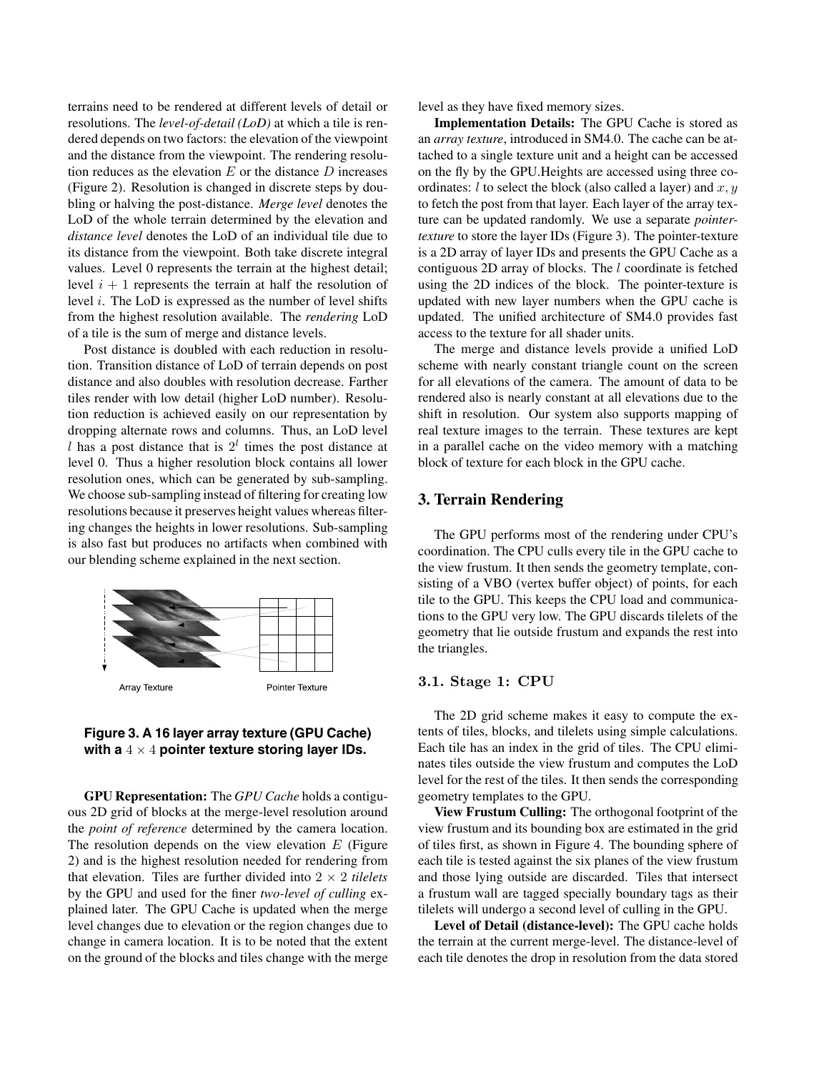terrains need to be rendered at different levels of detail or resolutions. The *level-of-detail (LoD)* at which a tile is rendered depends on two factors: the elevation of the viewpoint and the distance from the viewpoint. The rendering resolution reduces as the elevation $E$ or the distance $D$ increases (Figure 2). Resolution is changed in discrete steps by doubling or halving the post-distance. *Merge level* denotes the LoD of the whole terrain determined by the elevation and *distance level* denotes the LoD of an individual tile due to its distance from the viewpoint. Both take discrete integral values. Level 0 represents the terrain at the highest detail; level $i + 1$ represents the terrain at half the resolution of level $i$. The LoD is expressed as the number of level shifts from the highest resolution available. The *rendering* LoD of a tile is the sum of merge and distance levels.

Post distance is doubled with each reduction in resolution. Transition distance of LoD of terrain depends on post distance and also doubles with resolution decrease. Farther tiles render with low detail (higher LoD number). Resolution reduction is achieved easily on our representation by dropping alternate rows and columns. Thus, an LoD level $l$ has a post distance that is $2^l$ times the post distance at level 0. Thus a higher resolution block contains all lower resolution ones, which can be generated by sub-sampling. We choose sub-sampling instead of filtering for creating low resolutions because it preserves height values whereas filtering changes the heights in lower resolutions. Sub-sampling is also fast but produces no artifacts when combined with our blending scheme explained in the next section.

Array Texture — Pointer Texture

**Figure 3. A 16 layer array texture (GPU Cache) with a $4 \times 4$ pointer texture storing layer IDs.**

**GPU Representation:** The *GPU Cache* holds a contiguous 2D grid of blocks at the merge-level resolution around the *point of reference* determined by the camera location. The resolution depends on the view elevation $E$ (Figure 2) and is the highest resolution needed for rendering from that elevation. Tiles are further divided into $2 \times 2$ *tilelets* by the GPU and used for the finer *two-level of culling* explained later. The GPU Cache is updated when the merge level changes due to elevation or the region changes due to change in camera location. It is to be noted that the extent on the ground of the blocks and tiles change with the merge level as they have fixed memory sizes.

**Implementation Details:** The GPU Cache is stored as an *array texture*, introduced in SM4.0. The cache can be attached to a single texture unit and a height can be accessed on the fly by the GPU.Heights are accessed using three coordinates: $l$ to select the block (also called a layer) and $x, y$ to fetch the post from that layer. Each layer of the array texture can be updated randomly. We use a separate *pointer-texture* to store the layer IDs (Figure 3). The pointer-texture is a 2D array of layer IDs and presents the GPU Cache as a contiguous 2D array of blocks. The $l$ coordinate is fetched using the 2D indices of the block. The pointer-texture is updated with new layer numbers when the GPU cache is updated. The unified architecture of SM4.0 provides fast access to the texture for all shader units.

The merge and distance levels provide a unified LoD scheme with nearly constant triangle count on the screen for all elevations of the camera. The amount of data to be rendered also is nearly constant at all elevations due to the shift in resolution. Our system also supports mapping of real texture images to the terrain. These textures are kept in a parallel cache on the video memory with a matching block of texture for each block in the GPU cache.

## 3. Terrain Rendering

The GPU performs most of the rendering under CPU's coordination. The CPU culls every tile in the GPU cache to the view frustum. It then sends the geometry template, consisting of a VBO (vertex buffer object) of points, for each tile to the GPU. This keeps the CPU load and communications to the GPU very low. The GPU discards tilelets of the geometry that lie outside frustum and expands the rest into the triangles.

### 3.1. Stage 1: CPU

The 2D grid scheme makes it easy to compute the extents of tiles, blocks, and tilelets using simple calculations. Each tile has an index in the grid of tiles. The CPU eliminates tiles outside the view frustum and computes the LoD level for the rest of the tiles. It then sends the corresponding geometry templates to the GPU.

**View Frustum Culling:** The orthogonal footprint of the view frustum and its bounding box are estimated in the grid of tiles first, as shown in Figure 4. The bounding sphere of each tile is tested against the six planes of the view frustum and those lying outside are discarded. Tiles that intersect a frustum wall are tagged specially boundary tags as their tilelets will undergo a second level of culling in the GPU.

**Level of Detail (distance-level):** The GPU cache holds the terrain at the current merge-level. The distance-level of each tile denotes the drop in resolution from the data stored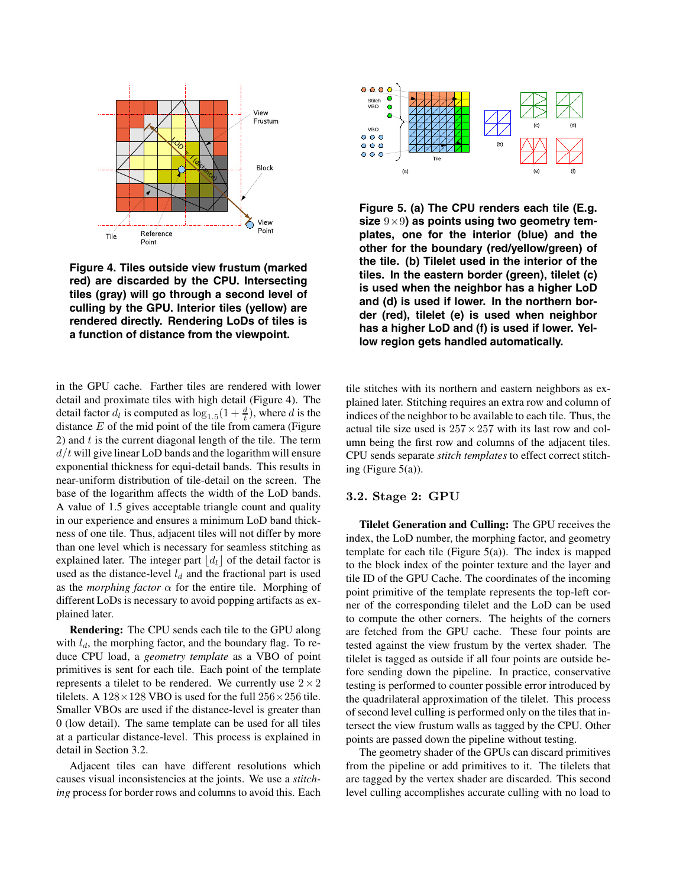Figure 4. Tiles outside view frustum (marked red) are discarded by the CPU. Intersecting tiles (gray) will go through a second level of culling by the GPU. Interior tiles (yellow) are rendered directly. Rendering LoDs of tiles is a function of distance from the viewpoint.

Figure 5. (a) The CPU renders each tile (E.g. size $9 \times 9$) as points using two geometry templates, one for the interior (blue) and the other for the boundary (red/yellow/green) of the tile. (b) Tilelet used in the interior of the tiles. In the eastern border (green), tilelet (c) is used when the neighbor has a higher LoD and (d) is used if lower. In the northern border (red), tilelet (e) is used when neighbor has a higher LoD and (f) is used if lower. Yellow region gets handled automatically.

in the GPU cache. Farther tiles are rendered with lower detail and proximate tiles with high detail (Figure 4). The detail factor $d_l$ is computed as $\log_{1.5}(1 + \frac{d}{t})$, where $d$ is the distance $E$ of the mid point of the tile from camera (Figure 2) and $t$ is the current diagonal length of the tile. The term $d/t$ will give linear LoD bands and the logarithm will ensure exponential thickness for equi-detail bands. This results in near-uniform distribution of tile-detail on the screen. The base of the logarithm affects the width of the LoD bands. A value of 1.5 gives acceptable triangle count and quality in our experience and ensures a minimum LoD band thickness of one tile. Thus, adjacent tiles will not differ by more than one level which is necessary for seamless stitching as explained later. The integer part $\lfloor d_l \rfloor$ of the detail factor is used as the distance-level $l_d$ and the fractional part is used as the *morphing factor* $\alpha$ for the entire tile. Morphing of different LoDs is necessary to avoid popping artifacts as explained later.

**Rendering:** The CPU sends each tile to the GPU along with $l_d$, the morphing factor, and the boundary flag. To reduce CPU load, a *geometry template* as a VBO of point primitives is sent for each tile. Each point of the template represents a tilelet to be rendered. We currently use $2 \times 2$ tilelets. A $128 \times 128$ VBO is used for the full $256 \times 256$ tile. Smaller VBOs are used if the distance-level is greater than 0 (low detail). The same template can be used for all tiles at a particular distance-level. This process is explained in detail in Section 3.2.

Adjacent tiles can have different resolutions which causes visual inconsistencies at the joints. We use a *stitching* process for border rows and columns to avoid this. Each tile stitches with its northern and eastern neighbors as explained later. Stitching requires an extra row and column of indices of the neighbor to be available to each tile. Thus, the actual tile size used is $257 \times 257$ with its last row and column being the first row and columns of the adjacent tiles. CPU sends separate *stitch templates* to effect correct stitching (Figure 5(a)).

### 3.2. Stage 2: GPU

**Tilelet Generation and Culling:** The GPU receives the index, the LoD number, the morphing factor, and geometry template for each tile (Figure 5(a)). The index is mapped to the block index of the pointer texture and the layer and tile ID of the GPU Cache. The coordinates of the incoming point primitive of the template represents the top-left corner of the corresponding tilelet and the LoD can be used to compute the other corners. The heights of the corners are fetched from the GPU cache. These four points are tested against the view frustum by the vertex shader. The tilelet is tagged as outside if all four points are outside before sending down the pipeline. In practice, conservative testing is performed to counter possible error introduced by the quadrilateral approximation of the tilelet. This process of second level culling is performed only on the tiles that intersect the view frustum walls as tagged by the CPU. Other points are passed down the pipeline without testing.

The geometry shader of the GPUs can discard primitives from the pipeline or add primitives to it. The tilelets that are tagged by the vertex shader are discarded. This second level culling accomplishes accurate culling with no load to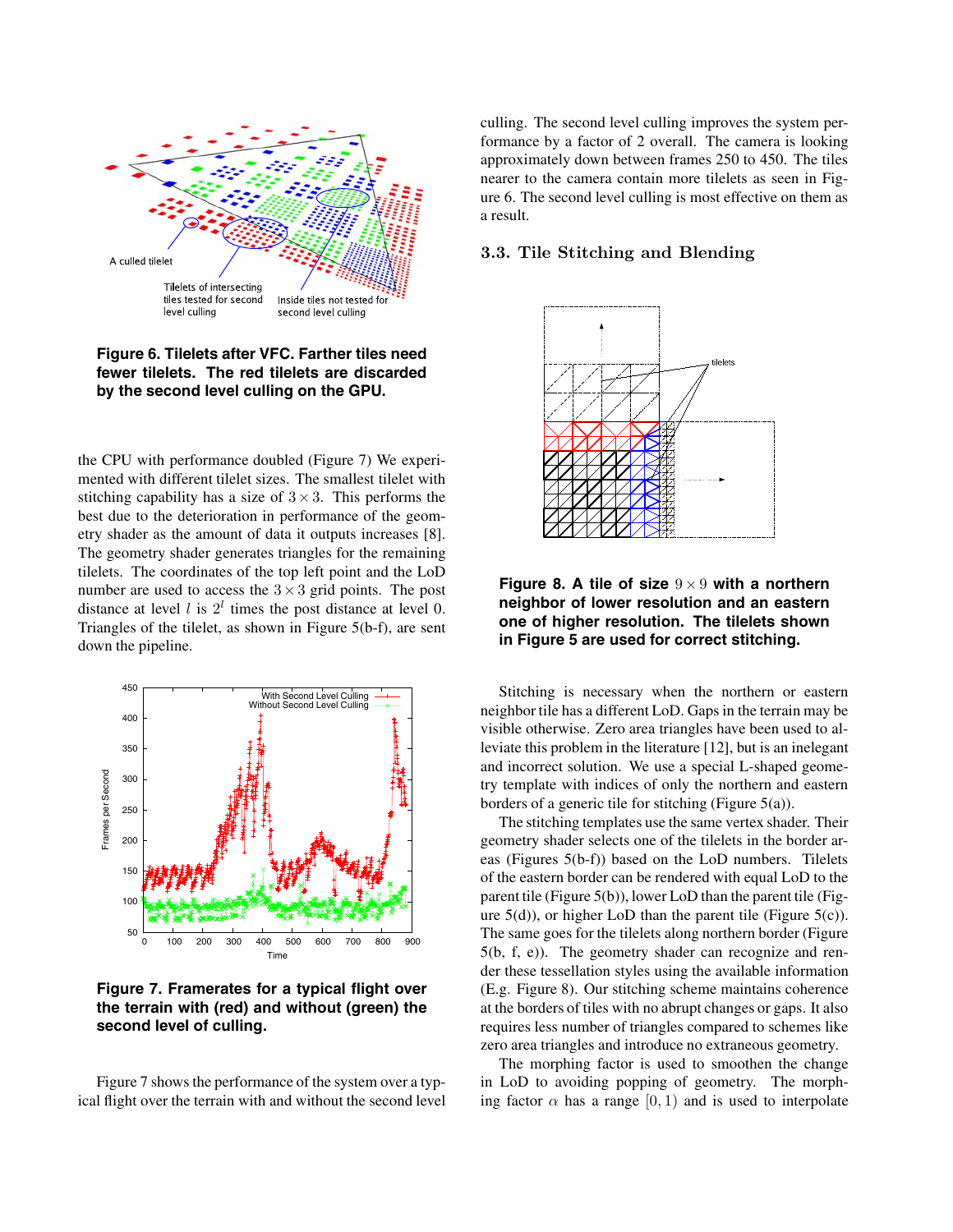Figure 6. Tilelets after VFC. Farther tiles need fewer tilelets. The red tilelets are discarded by the second level culling on the GPU.

the CPU with performance doubled (Figure 7) We experimented with different tilelet sizes. The smallest tilelet with stitching capability has a size of $3 \times 3$. This performs the best due to the deterioration in performance of the geometry shader as the amount of data it outputs increases [8]. The geometry shader generates triangles for the remaining tilelets. The coordinates of the top left point and the LoD number are used to access the $3 \times 3$ grid points. The post distance at level $l$ is $2^l$ times the post distance at level 0. Triangles of the tilelet, as shown in Figure 5(b-f), are sent down the pipeline.

Figure 7. Framerates for a typical flight over the terrain with (red) and without (green) the second level of culling.

Figure 7 shows the performance of the system over a typical flight over the terrain with and without the second level culling. The second level culling improves the system performance by a factor of 2 overall. The camera is looking approximately down between frames 250 to 450. The tiles nearer to the camera contain more tilelets as seen in Figure 6. The second level culling is most effective on them as a result.

### 3.3. Tile Stitching and Blending

Figure 8. A tile of size $9 \times 9$ with a northern neighbor of lower resolution and an eastern one of higher resolution. The tilelets shown in Figure 5 are used for correct stitching.

Stitching is necessary when the northern or eastern neighbor tile has a different LoD. Gaps in the terrain may be visible otherwise. Zero area triangles have been used to alleviate this problem in the literature [12], but is an inelegant and incorrect solution. We use a special L-shaped geometry template with indices of only the northern and eastern borders of a generic tile for stitching (Figure 5(a)).

The stitching templates use the same vertex shader. Their geometry shader selects one of the tilelets in the border areas (Figures 5(b-f)) based on the LoD numbers. Tilelets of the eastern border can be rendered with equal LoD to the parent tile (Figure 5(b)), lower LoD than the parent tile (Figure 5(d)), or higher LoD than the parent tile (Figure 5(c)). The same goes for the tilelets along northern border (Figure 5(b, f, e)). The geometry shader can recognize and render these tessellation styles using the available information (E.g. Figure 8). Our stitching scheme maintains coherence at the borders of tiles with no abrupt changes or gaps. It also requires less number of triangles compared to schemes like zero area triangles and introduce no extraneous geometry.

The morphing factor is used to smoothen the change in LoD to avoiding popping of geometry. The morphing factor $\alpha$ has a range $[0, 1)$ and is used to interpolate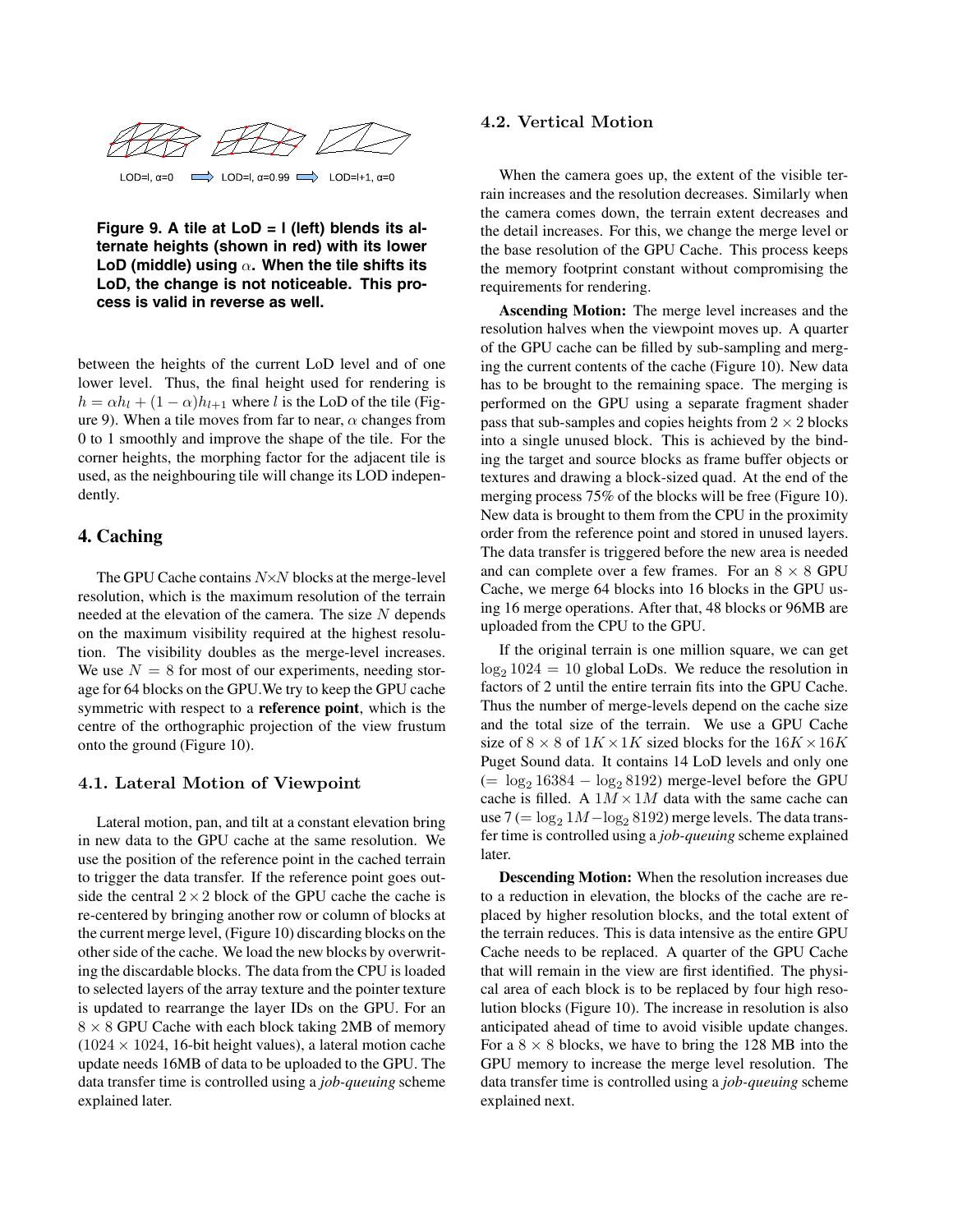LOD=l, α=0 ⟹ LOD=l, α=0.99 ⟹ LOD=l+1, α=0

**Figure 9. A tile at LoD = l (left) blends its alternate heights (shown in red) with its lower LoD (middle) using $\alpha$. When the tile shifts its LoD, the change is not noticeable. This process is valid in reverse as well.**

between the heights of the current LoD level and of one lower level. Thus, the final height used for rendering is $h = \alpha h_l + (1-\alpha) h_{l+1}$ where $l$ is the LoD of the tile (Figure 9). When a tile moves from far to near, $\alpha$ changes from 0 to 1 smoothly and improve the shape of the tile. For the corner heights, the morphing factor for the adjacent tile is used, as the neighbouring tile will change its LOD independently.

## 4. Caching

The GPU Cache contains $N \times N$ blocks at the merge-level resolution, which is the maximum resolution of the terrain needed at the elevation of the camera. The size $N$ depends on the maximum visibility required at the highest resolution. The visibility doubles as the merge-level increases. We use $N = 8$ for most of our experiments, needing storage for 64 blocks on the GPU.We try to keep the GPU cache symmetric with respect to a **reference point**, which is the centre of the orthographic projection of the view frustum onto the ground (Figure 10).

### 4.1. Lateral Motion of Viewpoint

Lateral motion, pan, and tilt at a constant elevation bring in new data to the GPU cache at the same resolution. We use the position of the reference point in the cached terrain to trigger the data transfer. If the reference point goes outside the central $2 \times 2$ block of the GPU cache the cache is re-centered by bringing another row or column of blocks at the current merge level, (Figure 10) discarding blocks on the other side of the cache. We load the new blocks by overwriting the discardable blocks. The data from the CPU is loaded to selected layers of the array texture and the pointer texture is updated to rearrange the layer IDs on the GPU. For an $8 \times 8$ GPU Cache with each block taking 2MB of memory ($1024 \times 1024$, 16-bit height values), a lateral motion cache update needs 16MB of data to be uploaded to the GPU. The data transfer time is controlled using a *job-queuing* scheme explained later.

### 4.2. Vertical Motion

When the camera goes up, the extent of the visible terrain increases and the resolution decreases. Similarly when the camera comes down, the terrain extent decreases and the detail increases. For this, we change the merge level or the base resolution of the GPU Cache. This process keeps the memory footprint constant without compromising the requirements for rendering.

**Ascending Motion:** The merge level increases and the resolution halves when the viewpoint moves up. A quarter of the GPU cache can be filled by sub-sampling and merging the current contents of the cache (Figure 10). New data has to be brought to the remaining space. The merging is performed on the GPU using a separate fragment shader pass that sub-samples and copies heights from $2 \times 2$ blocks into a single unused block. This is achieved by the binding the target and source blocks as frame buffer objects or textures and drawing a block-sized quad. At the end of the merging process 75% of the blocks will be free (Figure 10). New data is brought to them from the CPU in the proximity order from the reference point and stored in unused layers. The data transfer is triggered before the new area is needed and can complete over a few frames. For an $8 \times 8$ GPU Cache, we merge 64 blocks into 16 blocks in the GPU using 16 merge operations. After that, 48 blocks or 96MB are uploaded from the CPU to the GPU.

If the original terrain is one million square, we can get $\log_2 1024 = 10$ global LoDs. We reduce the resolution in factors of 2 until the entire terrain fits into the GPU Cache. Thus the number of merge-levels depend on the cache size and the total size of the terrain. We use a GPU Cache size of $8 \times 8$ of $1K \times 1K$ sized blocks for the $16K \times 16K$ Puget Sound data. It contains 14 LoD levels and only one ($= \log_2 16384 - \log_2 8192$) merge-level before the GPU cache is filled. A $1M \times 1M$ data with the same cache can use 7 ($= \log_2 1M - \log_2 8192$) merge levels. The data transfer time is controlled using a *job-queuing* scheme explained later.

**Descending Motion:** When the resolution increases due to a reduction in elevation, the blocks of the cache are replaced by higher resolution blocks, and the total extent of the terrain reduces. This is data intensive as the entire GPU Cache needs to be replaced. A quarter of the GPU Cache that will remain in the view are first identified. The physical area of each block is to be replaced by four high resolution blocks (Figure 10). The increase in resolution is also anticipated ahead of time to avoid visible update changes. For a $8 \times 8$ blocks, we have to bring the 128 MB into the GPU memory to increase the merge level resolution. The data transfer time is controlled using a *job-queuing* scheme explained next.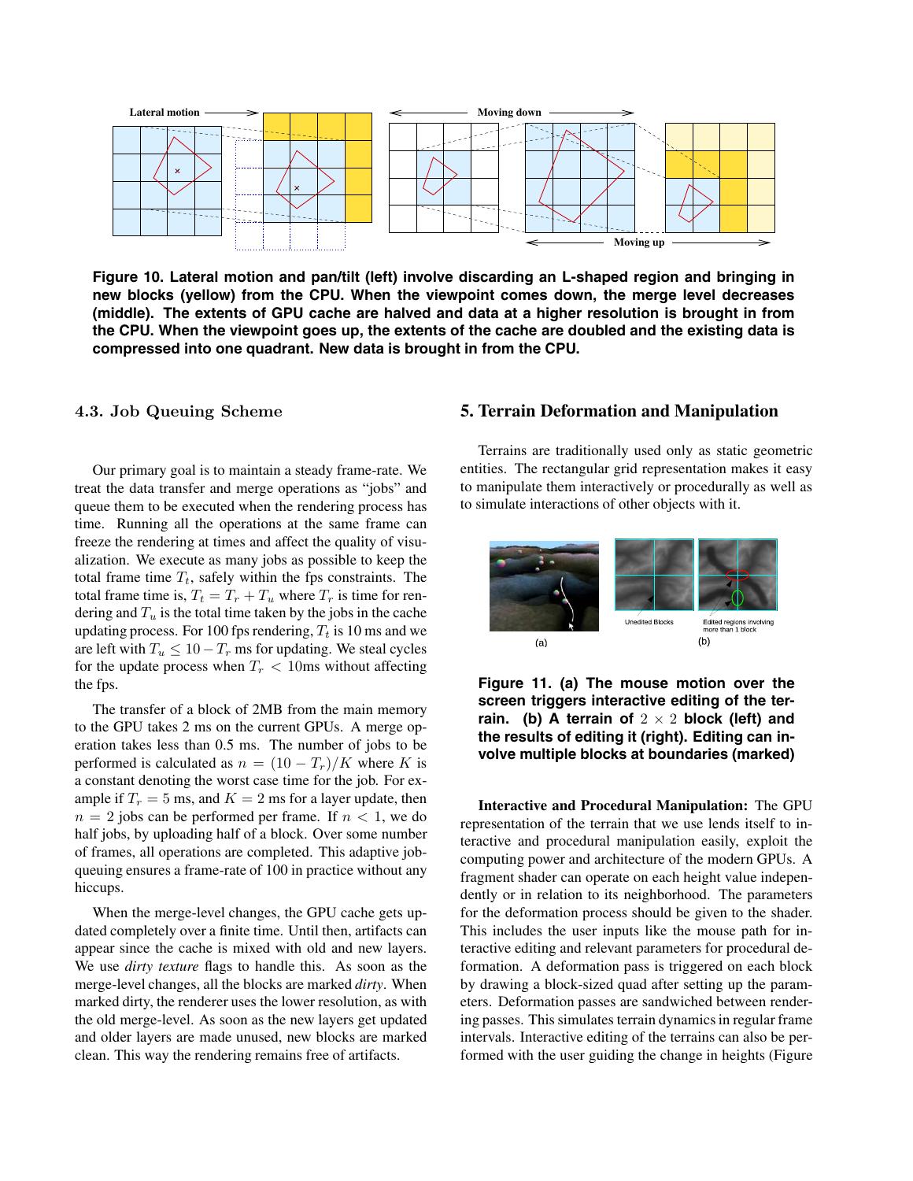Figure 10. Lateral motion and pan/tilt (left) involve discarding an L-shaped region and bringing in new blocks (yellow) from the CPU. When the viewpoint comes down, the merge level decreases (middle). The extents of GPU cache are halved and data at a higher resolution is brought in from the CPU. When the viewpoint goes up, the extents of the cache are doubled and the existing data is compressed into one quadrant. New data is brought in from the CPU.

### 4.3. Job Queuing Scheme

Our primary goal is to maintain a steady frame-rate. We treat the data transfer and merge operations as "jobs" and queue them to be executed when the rendering process has time. Running all the operations at the same frame can freeze the rendering at times and affect the quality of visualization. We execute as many jobs as possible to keep the total frame time $T_t$, safely within the fps constraints. The total frame time is, $T_t = T_r + T_u$ where $T_r$ is time for rendering and $T_u$ is the total time taken by the jobs in the cache updating process. For 100 fps rendering, $T_t$ is 10 ms and we are left with $T_u \leq 10 - T_r$ ms for updating. We steal cycles for the update process when $T_r < 10$ms without affecting the fps.

The transfer of a block of 2MB from the main memory to the GPU takes 2 ms on the current GPUs. A merge operation takes less than 0.5 ms. The number of jobs to be performed is calculated as $n = (10 - T_r)/K$ where $K$ is a constant denoting the worst case time for the job. For example if $T_r = 5$ ms, and $K = 2$ ms for a layer update, then $n = 2$ jobs can be performed per frame. If $n < 1$, we do half jobs, by uploading half of a block. Over some number of frames, all operations are completed. This adaptive job-queuing ensures a frame-rate of 100 in practice without any hiccups.

When the merge-level changes, the GPU cache gets updated completely over a finite time. Until then, artifacts can appear since the cache is mixed with old and new layers. We use *dirty texture* flags to handle this. As soon as the merge-level changes, all the blocks are marked *dirty*. When marked dirty, the renderer uses the lower resolution, as with the old merge-level. As soon as the new layers get updated and older layers are made unused, new blocks are marked clean. This way the rendering remains free of artifacts.

## 5. Terrain Deformation and Manipulation

Terrains are traditionally used only as static geometric entities. The rectangular grid representation makes it easy to manipulate them interactively or procedurally as well as to simulate interactions of other objects with it.

Figure 11. (a) The mouse motion over the screen triggers interactive editing of the terrain. (b) A terrain of $2 \times 2$ block (left) and the results of editing it (right). Editing can involve multiple blocks at boundaries (marked)

**Interactive and Procedural Manipulation:** The GPU representation of the terrain that we use lends itself to interactive and procedural manipulation easily, exploit the computing power and architecture of the modern GPUs. A fragment shader can operate on each height value independently or in relation to its neighborhood. The parameters for the deformation process should be given to the shader. This includes the user inputs like the mouse path for interactive editing and relevant parameters for procedural deformation. A deformation pass is triggered on each block by drawing a block-sized quad after setting up the parameters. Deformation passes are sandwiched between rendering passes. This simulates terrain dynamics in regular frame intervals. Interactive editing of the terrains can also be performed with the user guiding the change in heights (Figure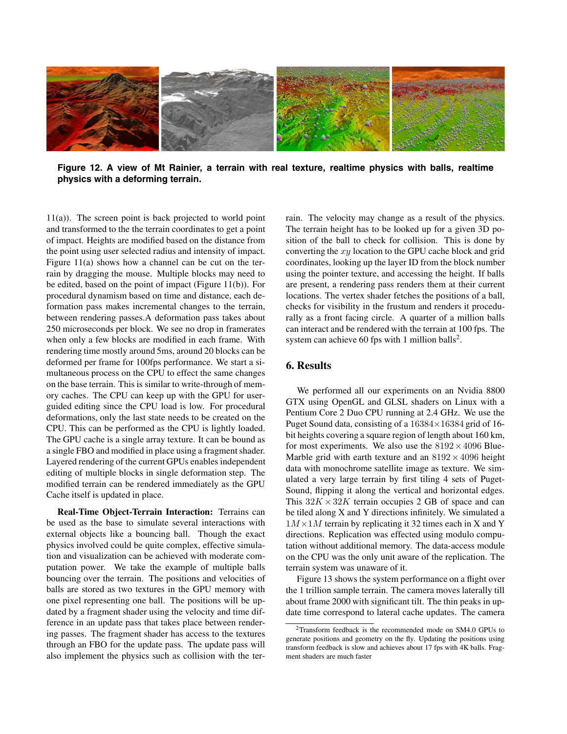**Figure 12. A view of Mt Rainier, a terrain with real texture, realtime physics with balls, realtime physics with a deforming terrain.**

11(a)). The screen point is back projected to world point and transformed to the the terrain coordinates to get a point of impact. Heights are modified based on the distance from the point using user selected radius and intensity of impact. Figure 11(a) shows how a channel can be cut on the terrain by dragging the mouse. Multiple blocks may need to be edited, based on the point of impact (Figure 11(b)). For procedural dynamism based on time and distance, each deformation pass makes incremental changes to the terrain, between rendering passes.A deformation pass takes about 250 microseconds per block. We see no drop in framerates when only a few blocks are modified in each frame. With rendering time mostly around 5ms, around 20 blocks can be deformed per frame for 100fps performance. We start a simultaneous process on the CPU to effect the same changes on the base terrain. This is similar to write-through of memory caches. The CPU can keep up with the GPU for user-guided editing since the CPU load is low. For procedural deformations, only the last state needs to be created on the CPU. This can be performed as the CPU is lightly loaded. The GPU cache is a single array texture. It can be bound as a single FBO and modified in place using a fragment shader. Layered rendering of the current GPUs enables independent editing of multiple blocks in single deformation step. The modified terrain can be rendered immediately as the GPU Cache itself is updated in place.

**Real-Time Object-Terrain Interaction:** Terrains can be used as the base to simulate several interactions with external objects like a bouncing ball. Though the exact physics involved could be quite complex, effective simulation and visualization can be achieved with moderate computation power. We take the example of multiple balls bouncing over the terrain. The positions and velocities of balls are stored as two textures in the GPU memory with one pixel representing one ball. The positions will be updated by a fragment shader using the velocity and time difference in an update pass that takes place between rendering passes. The fragment shader has access to the textures through an FBO for the update pass. The update pass will also implement the physics such as collision with the terrain. The velocity may change as a result of the physics. The terrain height has to be looked up for a given 3D position of the ball to check for collision. This is done by converting the $xy$ location to the GPU cache block and grid coordinates, looking up the layer ID from the block number using the pointer texture, and accessing the height. If balls are present, a rendering pass renders them at their current locations. The vertex shader fetches the positions of a ball, checks for visibility in the frustum and renders it procedurally as a front facing circle. A quarter of a million balls can interact and be rendered with the terrain at 100 fps. The system can achieve 60 fps with 1 million balls[2].

## 6. Results

We performed all our experiments on an Nvidia 8800 GTX using OpenGL and GLSL shaders on Linux with a Pentium Core 2 Duo CPU running at 2.4 GHz. We use the Puget Sound data, consisting of a $16384 \times 16384$ grid of 16-bit heights covering a square region of length about 160 km, for most experiments. We also use the $8192 \times 4096$ Blue-Marble grid with earth texture and an $8192 \times 4096$ height data with monochrome satellite image as texture. We simulated a very large terrain by first tiling 4 sets of Puget-Sound, flipping it along the vertical and horizontal edges. This $32K \times 32K$ terrain occupies 2 GB of space and can be tiled along X and Y directions infinitely. We simulated a $1M \times 1M$ terrain by replicating it 32 times each in X and Y directions. Replication was effected using modulo computation without additional memory. The data-access module on the CPU was the only unit aware of the replication. The terrain system was unaware of it.

Figure 13 shows the system performance on a flight over the 1 trillion sample terrain. The camera moves laterally till about frame 2000 with significant tilt. The thin peaks in update time correspond to lateral cache updates. The camera

[2]Transform feedback is the recommended mode on SM4.0 GPUs to generate positions and geometry on the fly. Updating the positions using transform feedback is slow and achieves about 17 fps with 4K balls. Fragment shaders are much faster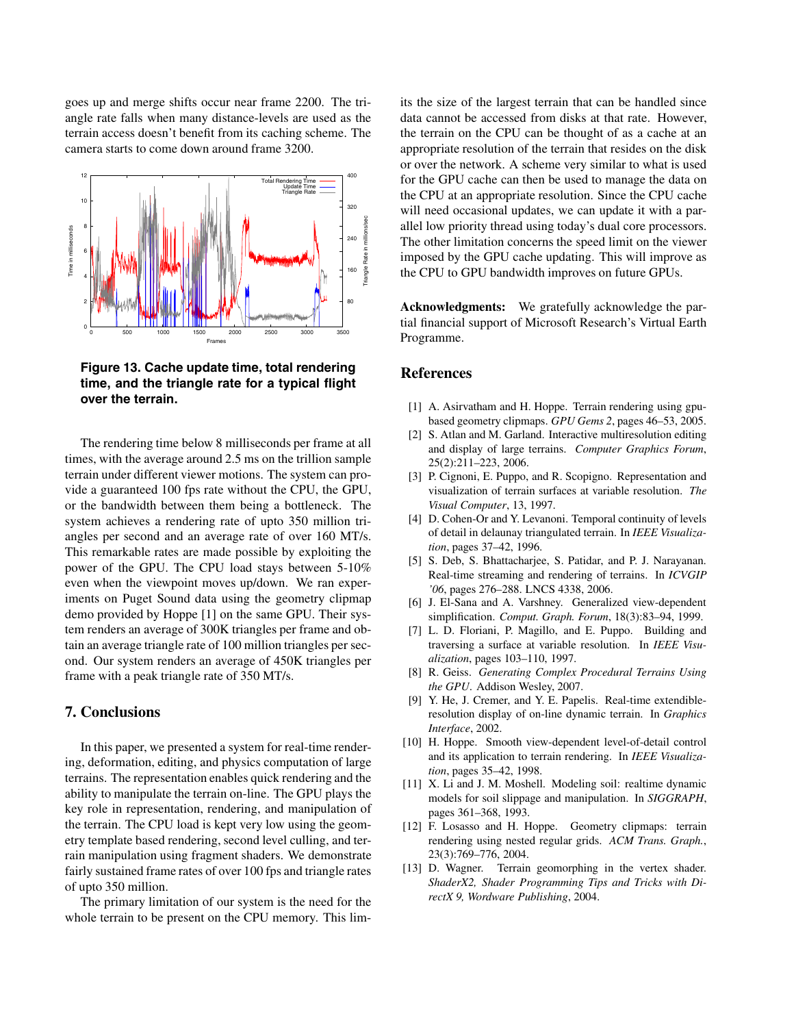goes up and merge shifts occur near frame 2200. The triangle rate falls when many distance-levels are used as the terrain access doesn't benefit from its caching scheme. The camera starts to come down around frame 3200.

Total Rendering Time
Update Time
Triangle Rate

Time in milliseconds
Triangle Rate in millions/sec
Frames

0 2 4 6 8 10 12

80 160 240 320 400

0 500 1000 1500 2000 2500 3000 3500

**Figure 13. Cache update time, total rendering time, and the triangle rate for a typical flight over the terrain.**

The rendering time below 8 milliseconds per frame at all times, with the average around 2.5 ms on the trillion sample terrain under different viewer motions. The system can provide a guaranteed 100 fps rate without the CPU, the GPU, or the bandwidth between them being a bottleneck. The system achieves a rendering rate of upto 350 million triangles per second and an average rate of over 160 MT/s. This remarkable rates are made possible by exploiting the power of the GPU. The CPU load stays between 5-10% even when the viewpoint moves up/down. We ran experiments on Puget Sound data using the geometry clipmap demo provided by Hoppe [1] on the same GPU. Their system renders an average of 300K triangles per frame and obtain an average triangle rate of 100 million triangles per second. Our system renders an average of 450K triangles per frame with a peak triangle rate of 350 MT/s.

## 7. Conclusions

In this paper, we presented a system for real-time rendering, deformation, editing, and physics computation of large terrains. The representation enables quick rendering and the ability to manipulate the terrain on-line. The GPU plays the key role in representation, rendering, and manipulation of the terrain. The CPU load is kept very low using the geometry template based rendering, second level culling, and terrain manipulation using fragment shaders. We demonstrate fairly sustained frame rates of over 100 fps and triangle rates of upto 350 million.

The primary limitation of our system is the need for the whole terrain to be present on the CPU memory. This limits the size of the largest terrain that can be handled since data cannot be accessed from disks at that rate. However, the terrain on the CPU can be thought of as a cache at an appropriate resolution of the terrain that resides on the disk or over the network. A scheme very similar to what is used for the GPU cache can then be used to manage the data on the CPU at an appropriate resolution. Since the CPU cache will need occasional updates, we can update it with a parallel low priority thread using today's dual core processors. The other limitation concerns the speed limit on the viewer imposed by the GPU cache updating. This will improve as the CPU to GPU bandwidth improves on future GPUs.

**Acknowledgments:** We gratefully acknowledge the partial financial support of Microsoft Research's Virtual Earth Programme.

## References

[1] A. Asirvatham and H. Hoppe. Terrain rendering using gpu-based geometry clipmaps. *GPU Gems 2*, pages 46–53, 2005.

[2] S. Atlan and M. Garland. Interactive multiresolution editing and display of large terrains. *Computer Graphics Forum*, 25(2):211–223, 2006.

[3] P. Cignoni, E. Puppo, and R. Scopigno. Representation and visualization of terrain surfaces at variable resolution. *The Visual Computer*, 13, 1997.

[4] D. Cohen-Or and Y. Levanoni. Temporal continuity of levels of detail in delaunay triangulated terrain. In *IEEE Visualization*, pages 37–42, 1996.

[5] S. Deb, S. Bhattacharjee, S. Patidar, and P. J. Narayanan. Real-time streaming and rendering of terrains. In *ICVGIP '06*, pages 276–288. LNCS 4338, 2006.

[6] J. El-Sana and A. Varshney. Generalized view-dependent simplification. *Comput. Graph. Forum*, 18(3):83–94, 1999.

[7] L. D. Floriani, P. Magillo, and E. Puppo. Building and traversing a surface at variable resolution. In *IEEE Visualization*, pages 103–110, 1997.

[8] R. Geiss. *Generating Complex Procedural Terrains Using the GPU*. Addison Wesley, 2007.

[9] Y. He, J. Cremer, and Y. E. Papelis. Real-time extendible-resolution display of on-line dynamic terrain. In *Graphics Interface*, 2002.

[10] H. Hoppe. Smooth view-dependent level-of-detail control and its application to terrain rendering. In *IEEE Visualization*, pages 35–42, 1998.

[11] X. Li and J. M. Moshell. Modeling soil: realtime dynamic models for soil slippage and manipulation. In *SIGGRAPH*, pages 361–368, 1993.

[12] F. Losasso and H. Hoppe. Geometry clipmaps: terrain rendering using nested regular grids. *ACM Trans. Graph.*, 23(3):769–776, 2004.

[13] D. Wagner. Terrain geomorphing in the vertex shader. *ShaderX2, Shader Programming Tips and Tricks with DirectX 9, Wordware Publishing*, 2004.